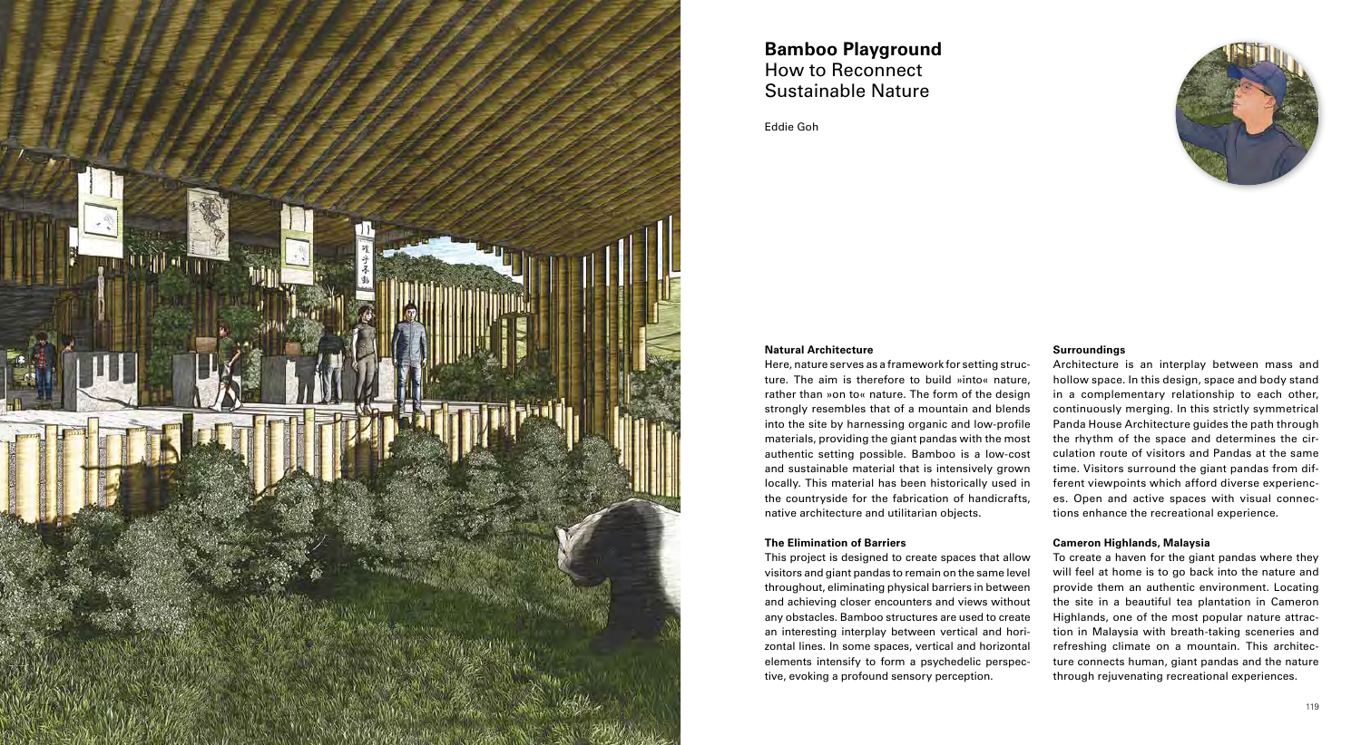# Bamboo Playground
## How to Reconnect Sustainable Nature

Eddie Goh

### Natural Architecture

Here, nature serves as a framework for setting structure. The aim is therefore to build »into« nature, rather than »on to« nature. The form of the design strongly resembles that of a mountain and blends into the site by harnessing organic and low-profile materials, providing the giant pandas with the most authentic setting possible. Bamboo is a low-cost and sustainable material that is intensively grown locally. This material has been historically used in the countryside for the fabrication of handicrafts, native architecture and utilitarian objects.

### The Elimination of Barriers

This project is designed to create spaces that allow visitors and giant pandas to remain on the same level throughout, eliminating physical barriers in between and achieving closer encounters and views without any obstacles. Bamboo structures are used to create an interesting interplay between vertical and horizontal lines. In some spaces, vertical and horizontal elements intensify to form a psychedelic perspective, evoking a profound sensory perception.

### Surroundings

Architecture is an interplay between mass and hollow space. In this design, space and body stand in a complementary relationship to each other, continuously merging. In this strictly symmetrical Panda House Architecture guides the path through the rhythm of the space and determines the circulation route of visitors and Pandas at the same time. Visitors surround the giant pandas from different viewpoints which afford diverse experiences. Open and active spaces with visual connections enhance the recreational experience.

### Cameron Highlands, Malaysia

To create a haven for the giant pandas where they will feel at home is to go back into the nature and provide them an authentic environment. Locating the site in a beautiful tea plantation in Cameron Highlands, one of the most popular nature attraction in Malaysia with breath-taking sceneries and refreshing climate on a mountain. This architecture connects human, giant pandas and the nature through rejuvenating recreational experiences.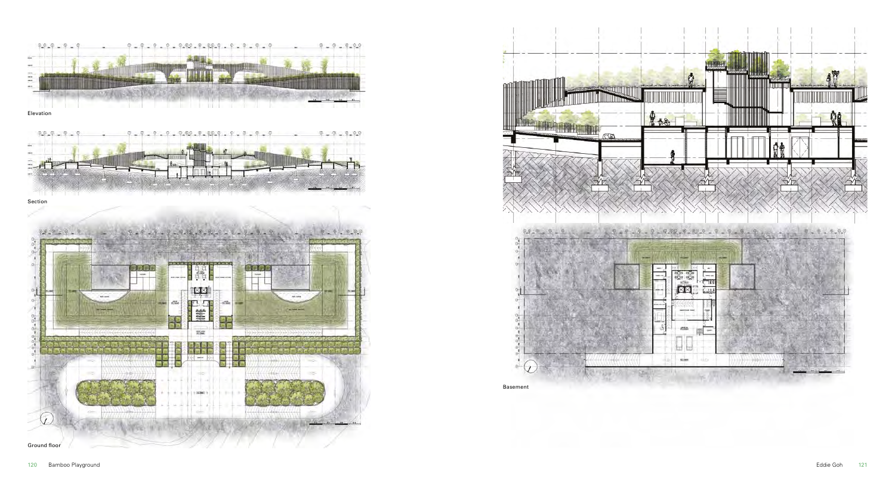Elevation

Section

Ground floor

Basement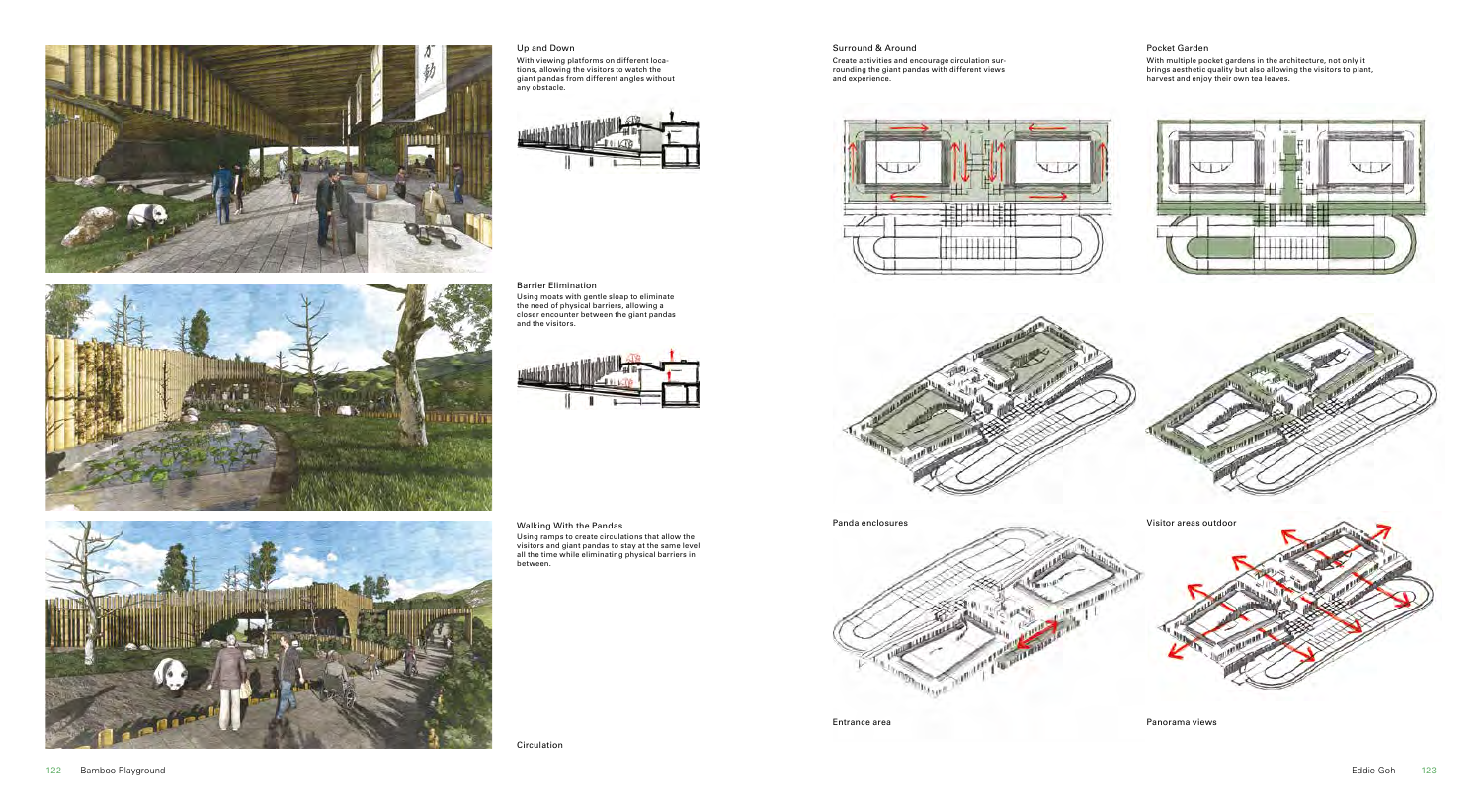### Up and Down

With viewing platforms on different locations, allowing the visitors to watch the giant pandas from different angles without any obstacle.

### Barrier Elimination

Using moats with gentle sloap to eliminate the need of physical barriers, allowing a closer encounter between the giant pandas and the visitors.

### Walking With the Pandas

Using ramps to create circulations that allow the visitors and giant pandas to stay at the same level all the time while eliminating physical barriers in between.

Circulation

### Surround & Around

Create activities and encourage circulation surrounding the giant pandas with different views and experience.

### Pocket Garden

With multiple pocket gardens in the architecture, not only it brings aesthetic quality but also allowing the visitors to plant, harvest and enjoy their own tea leaves.

Panda enclosures

Visitor areas outdoor

Entrance area

Panorama views